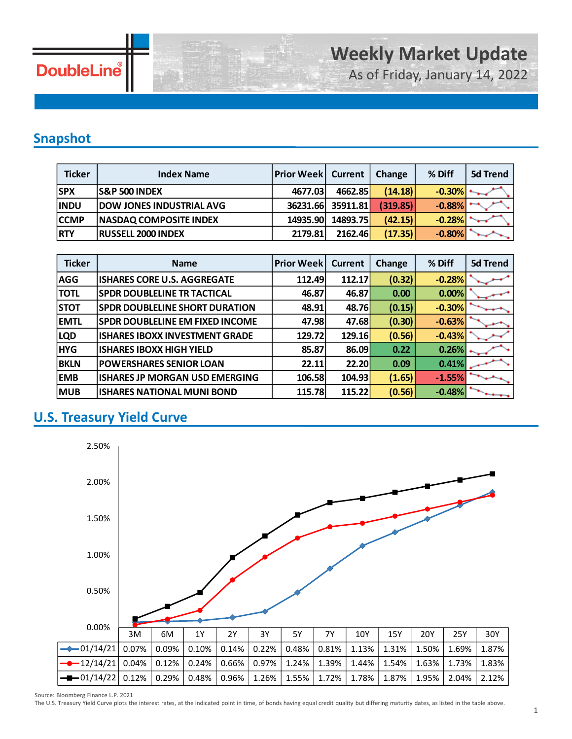# Weekly Market Update

As of Friday, January 14, 2022

## Snapshot

| Ticker | Index Name | Prior Week | Current | Change | % Diff | 5d Trend |
|---|---|---|---|---|---|---|
| SPX | S&P 500 INDEX | 4677.03 | 4662.85 | (14.18) | -0.30% | |
| INDU | DOW JONES INDUSTRIAL AVG | 36231.66 | 35911.81 | (319.85) | -0.88% | |
| CCMP | NASDAQ COMPOSITE INDEX | 14935.90 | 14893.75 | (42.15) | -0.28% | |
| RTY | RUSSELL 2000 INDEX | 2179.81 | 2162.46 | (17.35) | -0.80% | |

| Ticker | Name | Prior Week | Current | Change | % Diff | 5d Trend |
|---|---|---|---|---|---|---|
| AGG | ISHARES CORE U.S. AGGREGATE | 112.49 | 112.17 | (0.32) | -0.28% | |
| TOTL | SPDR DOUBLELINE TR TACTICAL | 46.87 | 46.87 | 0.00 | 0.00% | |
| STOT | SPDR DOUBLELINE SHORT DURATION | 48.91 | 48.76 | (0.15) | -0.30% | |
| EMTL | SPDR DOUBLELINE EM FIXED INCOME | 47.98 | 47.68 | (0.30) | -0.63% | |
| LQD | ISHARES IBOXX INVESTMENT GRADE | 129.72 | 129.16 | (0.56) | -0.43% | |
| HYG | ISHARES IBOXX HIGH YIELD | 85.87 | 86.09 | 0.22 | 0.26% | |
| BKLN | POWERSHARES SENIOR LOAN | 22.11 | 22.20 | 0.09 | 0.41% | |
| EMB | ISHARES JP MORGAN USD EMERGING | 106.58 | 104.93 | (1.65) | -1.55% | |
| MUB | ISHARES NATIONAL MUNI BOND | 115.78 | 115.22 | (0.56) | -0.48% | |

## U.S. Treasury Yield Curve

| | 3M | 6M | 1Y | 2Y | 3Y | 5Y | 7Y | 10Y | 15Y | 20Y | 25Y | 30Y |
|---|---|---|---|---|---|---|---|---|---|---|---|---|
| 01/14/21 | 0.07% | 0.09% | 0.10% | 0.14% | 0.22% | 0.48% | 0.81% | 1.13% | 1.31% | 1.50% | 1.69% | 1.87% |
| 12/14/21 | 0.04% | 0.12% | 0.24% | 0.66% | 0.97% | 1.24% | 1.39% | 1.44% | 1.54% | 1.63% | 1.73% | 1.83% |
| 01/14/22 | 0.12% | 0.29% | 0.48% | 0.96% | 1.26% | 1.55% | 1.72% | 1.78% | 1.87% | 1.95% | 2.04% | 2.12% |

Source: Bloomberg Finance L.P. 2021

The U.S. Treasury Yield Curve plots the interest rates, at the indicated point in time, of bonds having equal credit quality but differing maturity dates, as listed in the table above.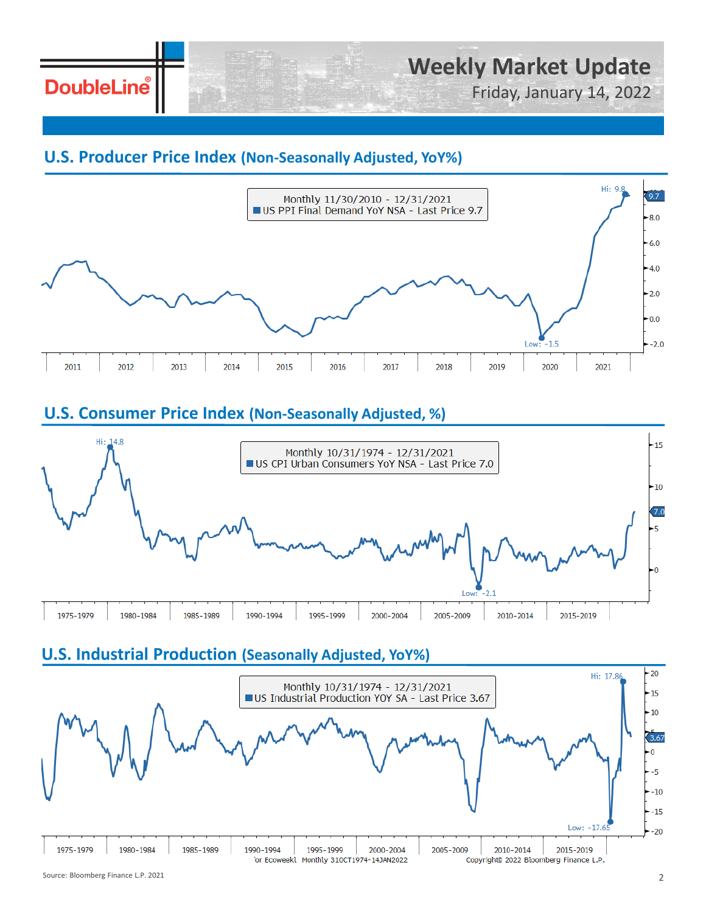# Weekly Market Update

Friday, January 14, 2022

## U.S. Producer Price Index (Non-Seasonally Adjusted, YoY%)

Monthly 11/30/2010 - 12/31/2021
US PPI Final Demand YoY NSA - Last Price 9.7

Hi: 9.8
Low: -1.5

## U.S. Consumer Price Index (Non-Seasonally Adjusted, %)

Monthly 10/31/1974 - 12/31/2021
US CPI Urban Consumers YoY NSA - Last Price 7.0

Hi: 14.8
Low: -2.1

## U.S. Industrial Production (Seasonally Adjusted, YoY%)

Monthly 10/31/1974 - 12/31/2021
US Industrial Production YOY SA - Last Price 3.67

Hi: 17.86
Low: -17.65

Source: Bloomberg Finance L.P. 2021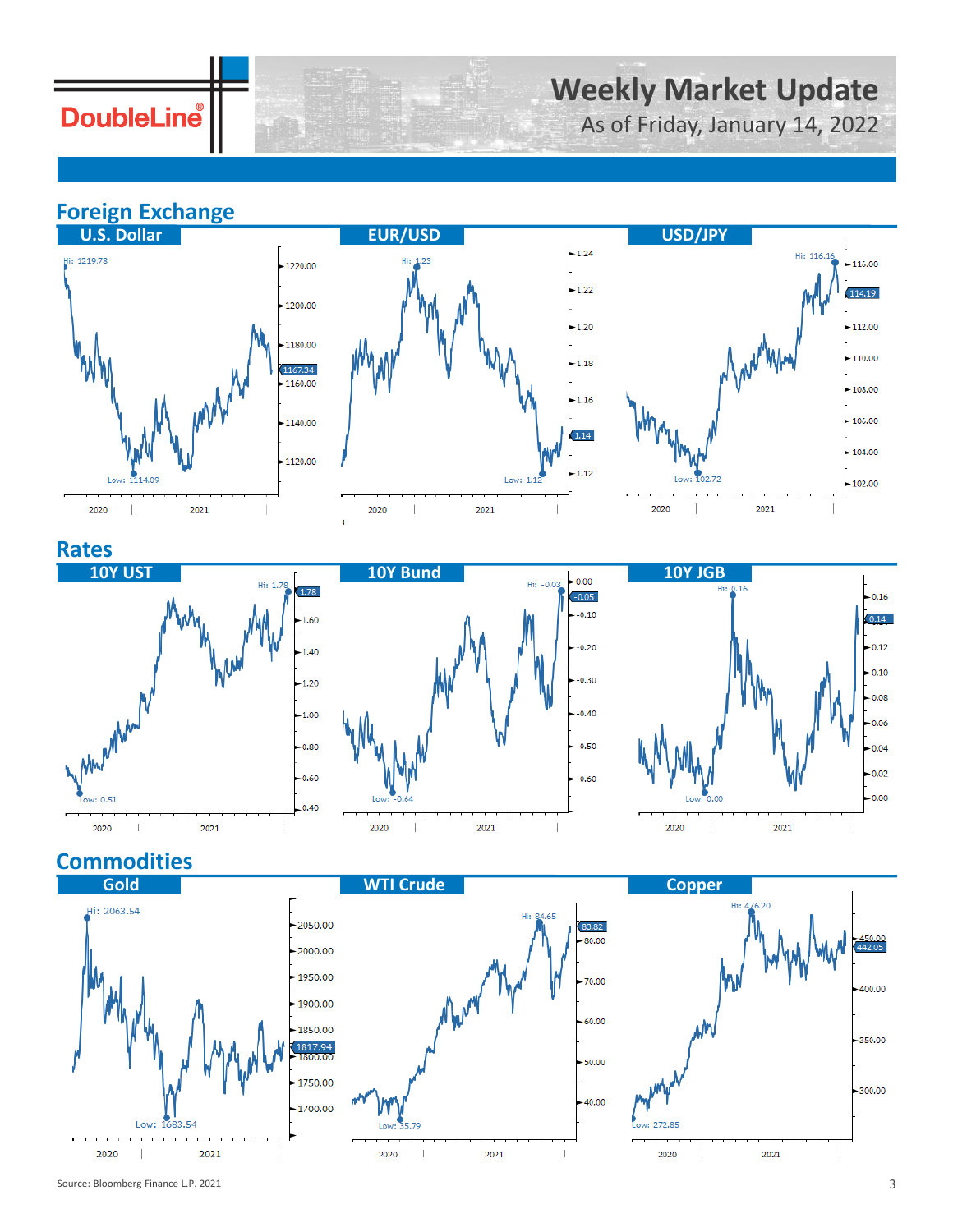# Weekly Market Update

As of Friday, January 14, 2022

## Foreign Exchange

### U.S. Dollar

Hi: 1219.78

Low: 1114.09

1167.34

2020 | 2021

### EUR/USD

Hi: 1.23

Low: 1.12

1.14

2020 | 2021

### USD/JPY

Hi: 116.16

Low: 102.72

114.19

2020 | 2021

## Rates

### 10Y UST

Hi: 1.78

Low: 0.51

1.78

2020 | 2021

### 10Y Bund

Hi: -0.03

Low: -0.64

-0.05

2020 | 2021

### 10Y JGB

Hi: 0.16

Low: 0.00

0.14

2020 | 2021

## Commodities

### Gold

Hi: 2063.54

Low: 1683.54

1817.94

2020 | 2021

### WTI Crude

Hi: 84.65

Low: 35.79

83.82

2020 | 2021

### Copper

Hi: 476.20

Low: 272.85

442.05

2020 | 2021

Source: Bloomberg Finance L.P. 2021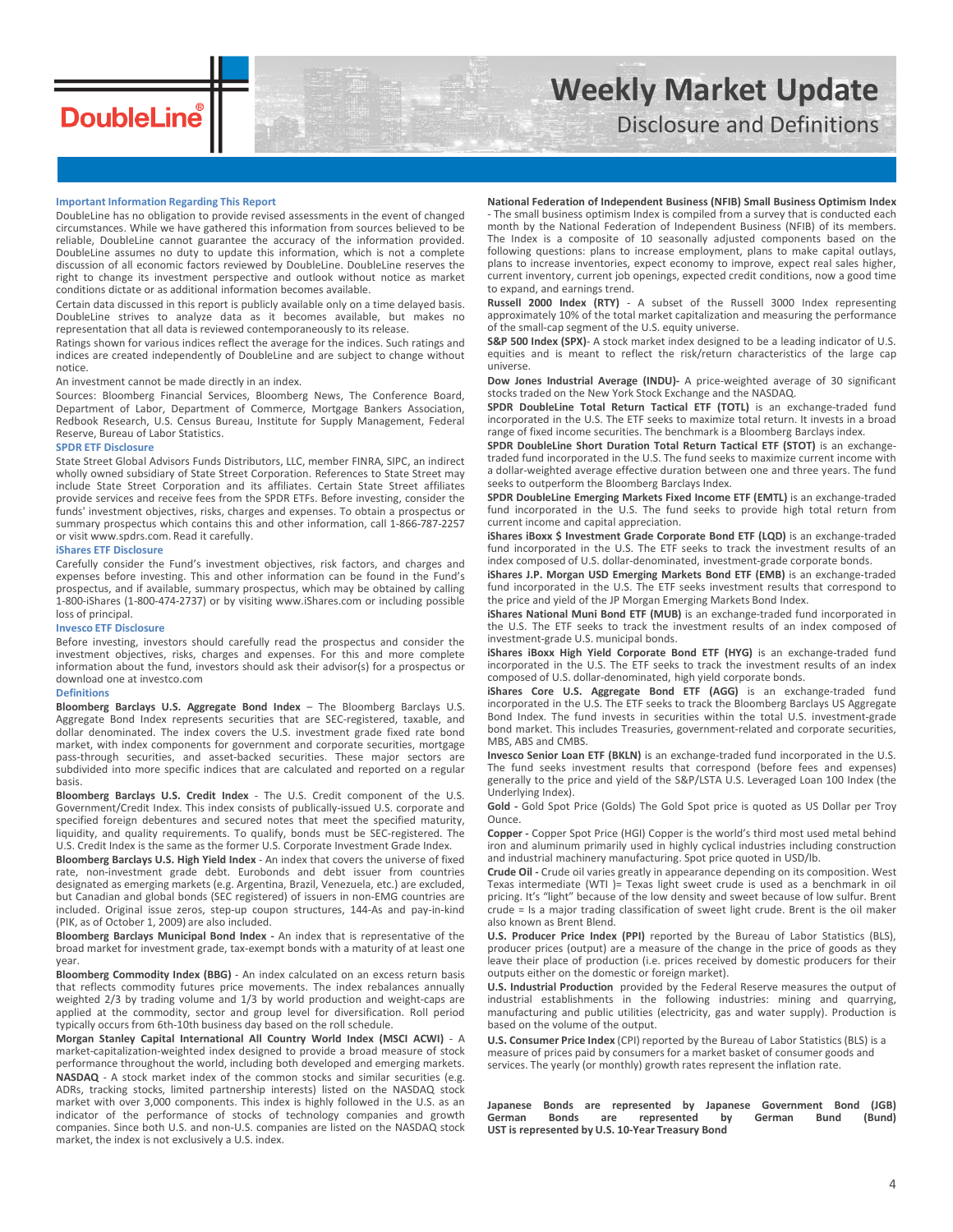# Weekly Market Update

## Disclosure and Definitions

### Important Information Regarding This Report

DoubleLine has no obligation to provide revised assessments in the event of changed circumstances. While we have gathered this information from sources believed to be reliable, DoubleLine cannot guarantee the accuracy of the information provided. DoubleLine assumes no duty to update this information, which is not a complete discussion of all economic factors reviewed by DoubleLine. DoubleLine reserves the right to change its investment perspective and outlook without notice as market conditions dictate or as additional information becomes available.

Certain data discussed in this report is publicly available only on a time delayed basis. DoubleLine strives to analyze data as it becomes available, but makes no representation that all data is reviewed contemporaneously to its release.

Ratings shown for various indices reflect the average for the indices. Such ratings and indices are created independently of DoubleLine and are subject to change without notice.

An investment cannot be made directly in an index.

Sources: Bloomberg Financial Services, Bloomberg News, The Conference Board, Department of Labor, Department of Commerce, Mortgage Bankers Association, Redbook Research, U.S. Census Bureau, Institute for Supply Management, Federal Reserve, Bureau of Labor Statistics.

### SPDR ETF Disclosure

State Street Global Advisors Funds Distributors, LLC, member FINRA, SIPC, an indirect wholly owned subsidiary of State Street Corporation. References to State Street may include State Street Corporation and its affiliates. Certain State Street affiliates provide services and receive fees from the SPDR ETFs. Before investing, consider the funds' investment objectives, risks, charges and expenses. To obtain a prospectus or summary prospectus which contains this and other information, call 1-866-787-2257 or visit www.spdrs.com. Read it carefully.

### iShares ETF Disclosure

Carefully consider the Fund's investment objectives, risk factors, and charges and expenses before investing. This and other information can be found in the Fund's prospectus, and if available, summary prospectus, which may be obtained by calling 1-800-iShares (1-800-474-2737) or by visiting www.iShares.com or including possible loss of principal.

### Invesco ETF Disclosure

Before investing, investors should carefully read the prospectus and consider the investment objectives, risks, charges and expenses. For this and more complete information about the fund, investors should ask their advisor(s) for a prospectus or download one at investco.com

### Definitions

**Bloomberg Barclays U.S. Aggregate Bond Index** – The Bloomberg Barclays U.S. Aggregate Bond Index represents securities that are SEC-registered, taxable, and dollar denominated. The index covers the U.S. investment grade fixed rate bond market, with index components for government and corporate securities, mortgage pass-through securities, and asset-backed securities. These major sectors are subdivided into more specific indices that are calculated and reported on a regular basis.

**Bloomberg Barclays U.S. Credit Index** - The U.S. Credit component of the U.S. Government/Credit Index. This index consists of publically-issued U.S. corporate and specified foreign debentures and secured notes that meet the specified maturity, liquidity, and quality requirements. To qualify, bonds must be SEC-registered. The U.S. Credit Index is the same as the former U.S. Corporate Investment Grade Index.

**Bloomberg Barclays U.S. High Yield Index** - An index that covers the universe of fixed rate, non-investment grade debt. Eurobonds and debt issuer from countries designated as emerging markets (e.g. Argentina, Brazil, Venezuela, etc.) are excluded, but Canadian and global bonds (SEC registered) of issuers in non-EMG countries are included. Original issue zeros, step-up coupon structures, 144-As and pay-in-kind (PIK, as of October 1, 2009) are also included.

**Bloomberg Barclays Municipal Bond Index -** An index that is representative of the broad market for investment grade, tax-exempt bonds with a maturity of at least one year.

**Bloomberg Commodity Index (BBG)** - An index calculated on an excess return basis that reflects commodity futures price movements. The index rebalances annually weighted 2/3 by trading volume and 1/3 by world production and weight-caps are applied at the commodity, sector and group level for diversification. Roll period typically occurs from 6th-10th business day based on the roll schedule.

**Morgan Stanley Capital International All Country World Index (MSCI ACWI)** - A market-capitalization-weighted index designed to provide a broad measure of stock performance throughout the world, including both developed and emerging markets.

**NASDAQ** - A stock market index of the common stocks and similar securities (e.g. ADRs, tracking stocks, limited partnership interests) listed on the NASDAQ stock market with over 3,000 components. This index is highly followed in the U.S. as an indicator of the performance of stocks of technology companies and growth companies. Since both U.S. and non-U.S. companies are listed on the NASDAQ stock market, the index is not exclusively a U.S. index.

**National Federation of Independent Business (NFIB) Small Business Optimism Index** - The small business optimism Index is compiled from a survey that is conducted each month by the National Federation of Independent Business (NFIB) of its members. The Index is a composite of 10 seasonally adjusted components based on the following questions: plans to increase employment, plans to make capital outlays, plans to increase inventories, expect economy to improve, expect real sales higher, current inventory, current job openings, expected credit conditions, now a good time to expand, and earnings trend.

**Russell 2000 Index (RTY)** - A subset of the Russell 3000 Index representing approximately 10% of the total market capitalization and measuring the performance of the small-cap segment of the U.S. equity universe.

**S&P 500 Index (SPX)**- A stock market index designed to be a leading indicator of U.S. equities and is meant to reflect the risk/return characteristics of the large cap universe.

**Dow Jones Industrial Average (INDU)-** A price-weighted average of 30 significant stocks traded on the New York Stock Exchange and the NASDAQ.

**SPDR DoubleLine Total Return Tactical ETF (TOTL)** is an exchange-traded fund incorporated in the U.S. The ETF seeks to maximize total return. It invests in a broad range of fixed income securities. The benchmark is a Bloomberg Barclays index.

**SPDR DoubleLine Short Duration Total Return Tactical ETF (STOT)** is an exchange-traded fund incorporated in the U.S. The fund seeks to maximize current income with a dollar-weighted average effective duration between one and three years. The fund seeks to outperform the Bloomberg Barclays Index.

**SPDR DoubleLine Emerging Markets Fixed Income ETF (EMTL)** is an exchange-traded fund incorporated in the U.S. The fund seeks to provide high total return from current income and capital appreciation.

**iShares iBoxx $ Investment Grade Corporate Bond ETF (LQD)** is an exchange-traded fund incorporated in the U.S. The ETF seeks to track the investment results of an index composed of U.S. dollar-denominated, investment-grade corporate bonds.

**iShares J.P. Morgan USD Emerging Markets Bond ETF (EMB)** is an exchange-traded fund incorporated in the U.S. The fund seeks investment results that correspond to the price and yield of the JP Morgan Emerging Markets Bond Index.

**iShares National Muni Bond ETF (MUB)** is an exchange-traded fund incorporated in the U.S. The ETF seeks to track the investment results of an index composed of investment-grade U.S. municipal bonds.

**iShares iBoxx High Yield Corporate Bond ETF (HYG)** is an exchange-traded fund incorporated in the U.S. The ETF seeks to track the investment results of an index composed of U.S. dollar-denominated, high yield corporate bonds.

**iShares Core U.S. Aggregate Bond ETF (AGG)** is an exchange-traded fund incorporated in the U.S. The ETF seeks to track the Bloomberg Barclays US Aggregate Bond Index. The fund invests in securities within the total U.S. investment-grade bond market. This includes Treasuries, government-related and corporate securities, MBS, ABS and CMBS.

**Invesco Senior Loan ETF (BKLN)** is an exchange-traded fund incorporated in the U.S. The fund seeks investment results that correspond (before fees and expenses) generally to the price and yield of the S&P/LSTA U.S. Leveraged Loan 100 Index (the Underlying Index).

**Gold -** Gold Spot Price (Golds) The Gold Spot price is quoted as US Dollar per Troy Ounce.

**Copper -** Copper Spot Price (HGI) Copper is the world's third most used metal behind iron and aluminum primarily used in highly cyclical industries including construction and industrial machinery manufacturing. Spot price quoted in USD/lb.

**Crude Oil -** Crude oil varies greatly in appearance depending on its composition. West Texas intermediate (WTI )= Texas light sweet crude is used as a benchmark in oil pricing. It's "light" because of the low density and sweet because of low sulfur. Brent crude = Is a major trading classification of sweet light crude. Brent is the oil maker also known as Brent Blend.

**U.S. Producer Price Index (PPI)** reported by the Bureau of Labor Statistics (BLS), producer prices (output) are a measure of the change in the price of goods as they leave their place of production (i.e. prices received by domestic producers for their outputs either on the domestic or foreign market).

**U.S. Industrial Production** provided by the Federal Reserve measures the output of industrial establishments in the following industries: mining and quarrying, manufacturing and public utilities (electricity, gas and water supply). Production is based on the volume of the output.

**U.S. Consumer Price Index** (CPI) reported by the Bureau of Labor Statistics (BLS) is a measure of prices paid by consumers for a market basket of consumer goods and services. The yearly (or monthly) growth rates represent the inflation rate.

**Japanese Bonds are represented by Japanese Government Bond (JGB)**
**German Bonds are represented by German Bund (Bund)**
**UST is represented by U.S. 10-Year Treasury Bond**